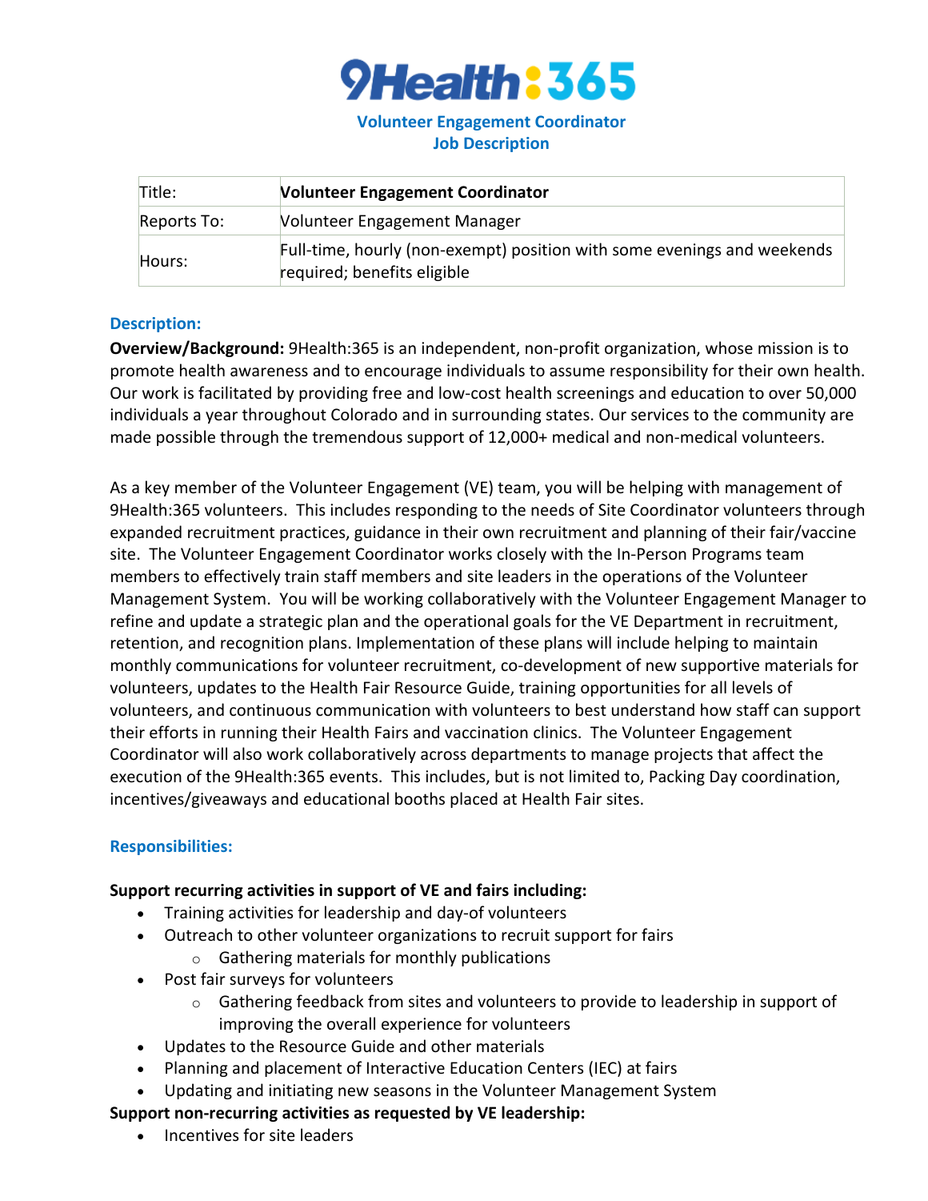# 9Health:365

**Volunteer Engagement Coordinator**
**Job Description**

| Title: | **Volunteer Engagement Coordinator** |
| --- | --- |
| Reports To: | Volunteer Engagement Manager |
| Hours: | Full-time, hourly (non-exempt) position with some evenings and weekends required; benefits eligible |

## Description:

**Overview/Background:** 9Health:365 is an independent, non-profit organization, whose mission is to promote health awareness and to encourage individuals to assume responsibility for their own health. Our work is facilitated by providing free and low-cost health screenings and education to over 50,000 individuals a year throughout Colorado and in surrounding states. Our services to the community are made possible through the tremendous support of 12,000+ medical and non-medical volunteers.

As a key member of the Volunteer Engagement (VE) team, you will be helping with management of 9Health:365 volunteers. This includes responding to the needs of Site Coordinator volunteers through expanded recruitment practices, guidance in their own recruitment and planning of their fair/vaccine site. The Volunteer Engagement Coordinator works closely with the In-Person Programs team members to effectively train staff members and site leaders in the operations of the Volunteer Management System. You will be working collaboratively with the Volunteer Engagement Manager to refine and update a strategic plan and the operational goals for the VE Department in recruitment, retention, and recognition plans. Implementation of these plans will include helping to maintain monthly communications for volunteer recruitment, co-development of new supportive materials for volunteers, updates to the Health Fair Resource Guide, training opportunities for all levels of volunteers, and continuous communication with volunteers to best understand how staff can support their efforts in running their Health Fairs and vaccination clinics. The Volunteer Engagement Coordinator will also work collaboratively across departments to manage projects that affect the execution of the 9Health:365 events. This includes, but is not limited to, Packing Day coordination, incentives/giveaways and educational booths placed at Health Fair sites.

## Responsibilities:

**Support recurring activities in support of VE and fairs including:**

- Training activities for leadership and day-of volunteers
- Outreach to other volunteer organizations to recruit support for fairs
  - Gathering materials for monthly publications
- Post fair surveys for volunteers
  - Gathering feedback from sites and volunteers to provide to leadership in support of improving the overall experience for volunteers
- Updates to the Resource Guide and other materials
- Planning and placement of Interactive Education Centers (IEC) at fairs
- Updating and initiating new seasons in the Volunteer Management System

**Support non-recurring activities as requested by VE leadership:**

- Incentives for site leaders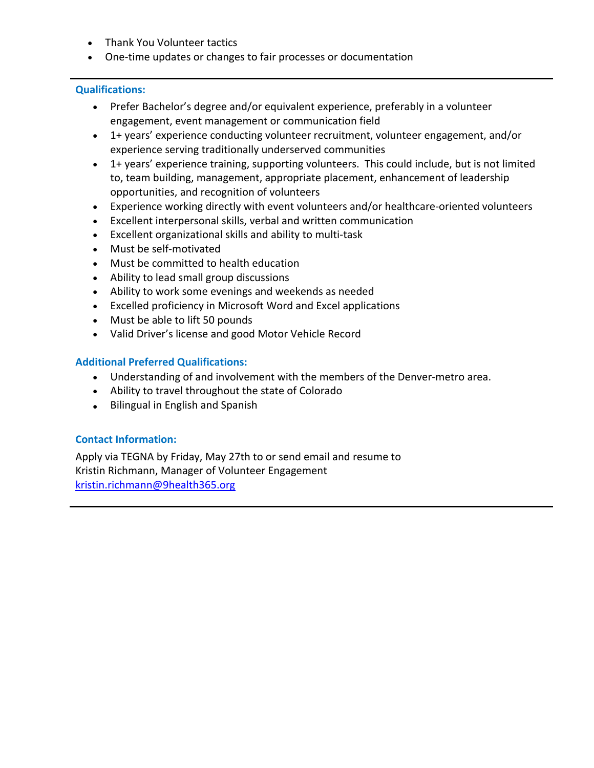- Thank You Volunteer tactics
- One-time updates or changes to fair processes or documentation

---

**Qualifications:**

- Prefer Bachelor's degree and/or equivalent experience, preferably in a volunteer engagement, event management or communication field
- 1+ years' experience conducting volunteer recruitment, volunteer engagement, and/or experience serving traditionally underserved communities
- 1+ years' experience training, supporting volunteers. This could include, but is not limited to, team building, management, appropriate placement, enhancement of leadership opportunities, and recognition of volunteers
- Experience working directly with event volunteers and/or healthcare-oriented volunteers
- Excellent interpersonal skills, verbal and written communication
- Excellent organizational skills and ability to multi-task
- Must be self-motivated
- Must be committed to health education
- Ability to lead small group discussions
- Ability to work some evenings and weekends as needed
- Excelled proficiency in Microsoft Word and Excel applications
- Must be able to lift 50 pounds
- Valid Driver's license and good Motor Vehicle Record

**Additional Preferred Qualifications:**

- Understanding of and involvement with the members of the Denver-metro area.
- Ability to travel throughout the state of Colorado
- Bilingual in English and Spanish

**Contact Information:**

Apply via TEGNA by Friday, May 27th to or send email and resume to
Kristin Richmann, Manager of Volunteer Engagement
kristin.richmann@9health365.org

---